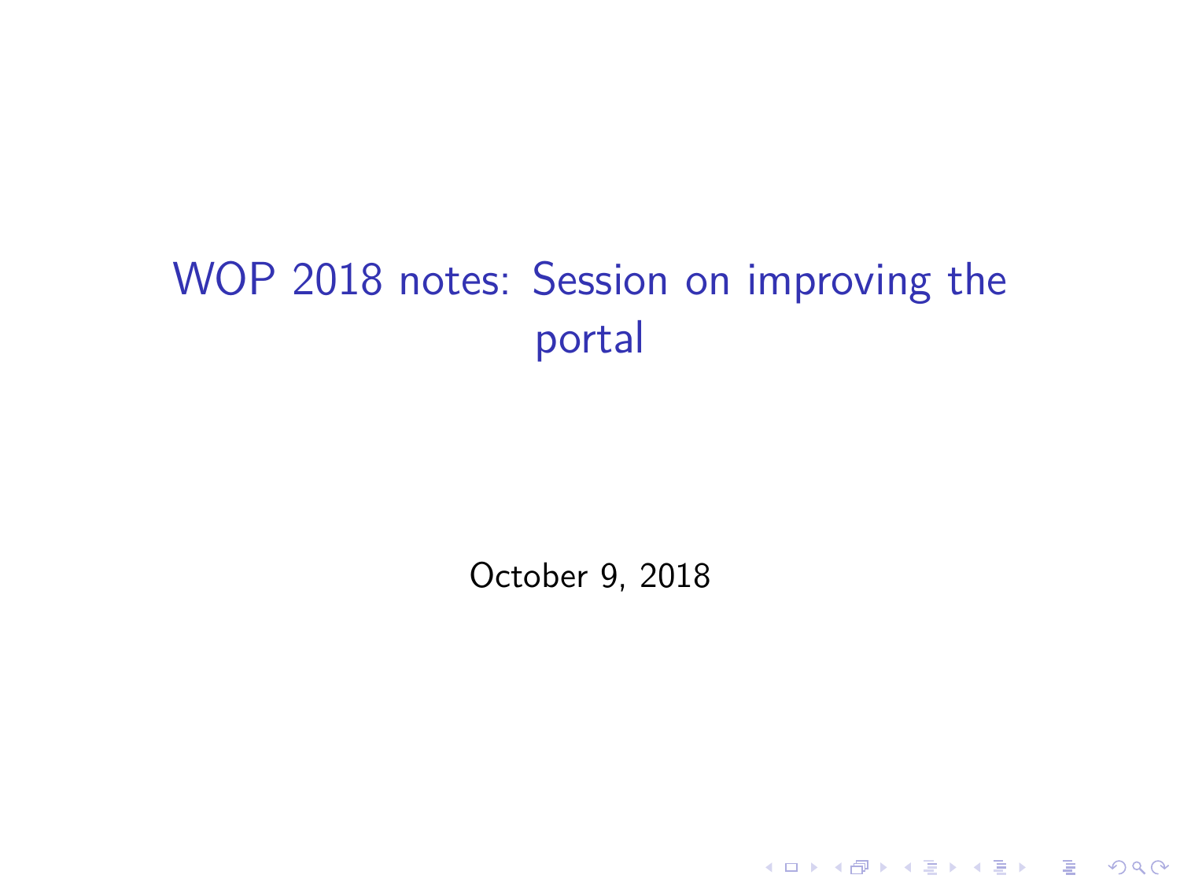# WOP 2018 notes: Session on improving the portal

October 9, 2018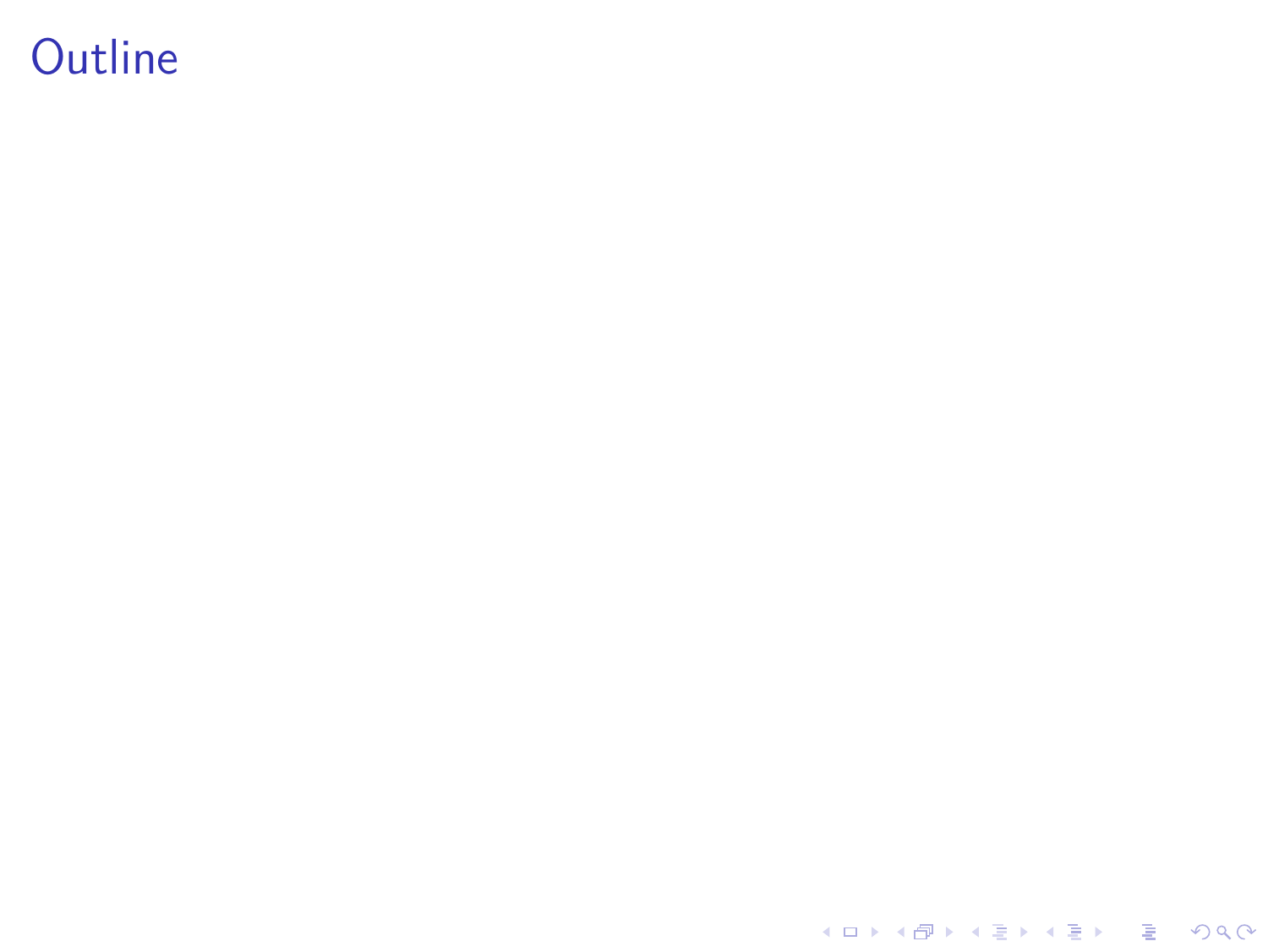# Outline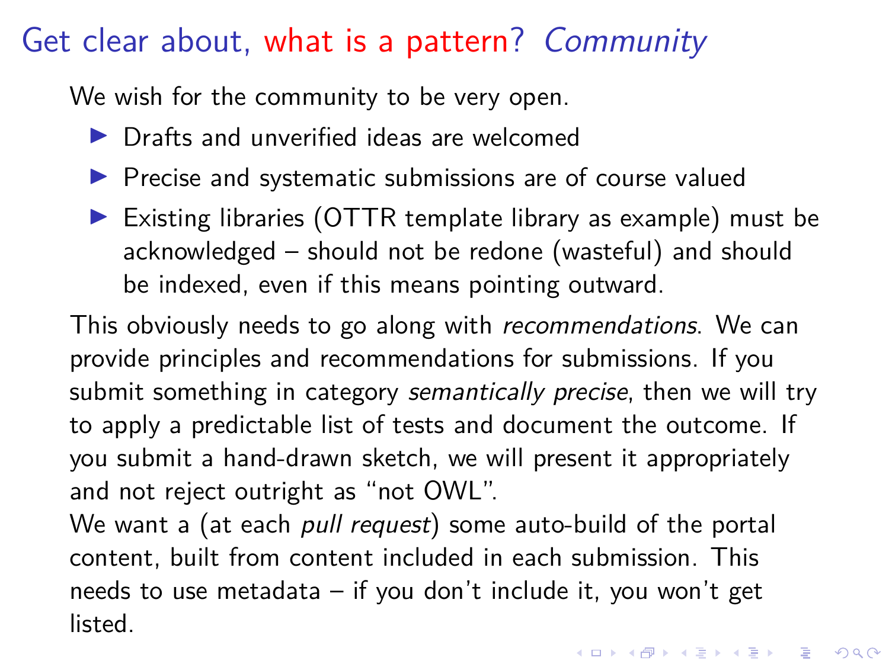# Get clear about, what is a pattern? *Community*

We wish for the community to be very open.

- Drafts and unverified ideas are welcomed
- Precise and systematic submissions are of course valued
- Existing libraries (OTTR template library as example) must be acknowledged – should not be redone (wasteful) and should be indexed, even if this means pointing outward.

This obviously needs to go along with *recommendations*. We can provide principles and recommendations for submissions. If you submit something in category *semantically precise*, then we will try to apply a predictable list of tests and document the outcome. If you submit a hand-drawn sketch, we will present it appropriately and not reject outright as "not OWL".
We want a (at each *pull request*) some auto-build of the portal content, built from content included in each submission. This needs to use metadata – if you don't include it, you won't get listed.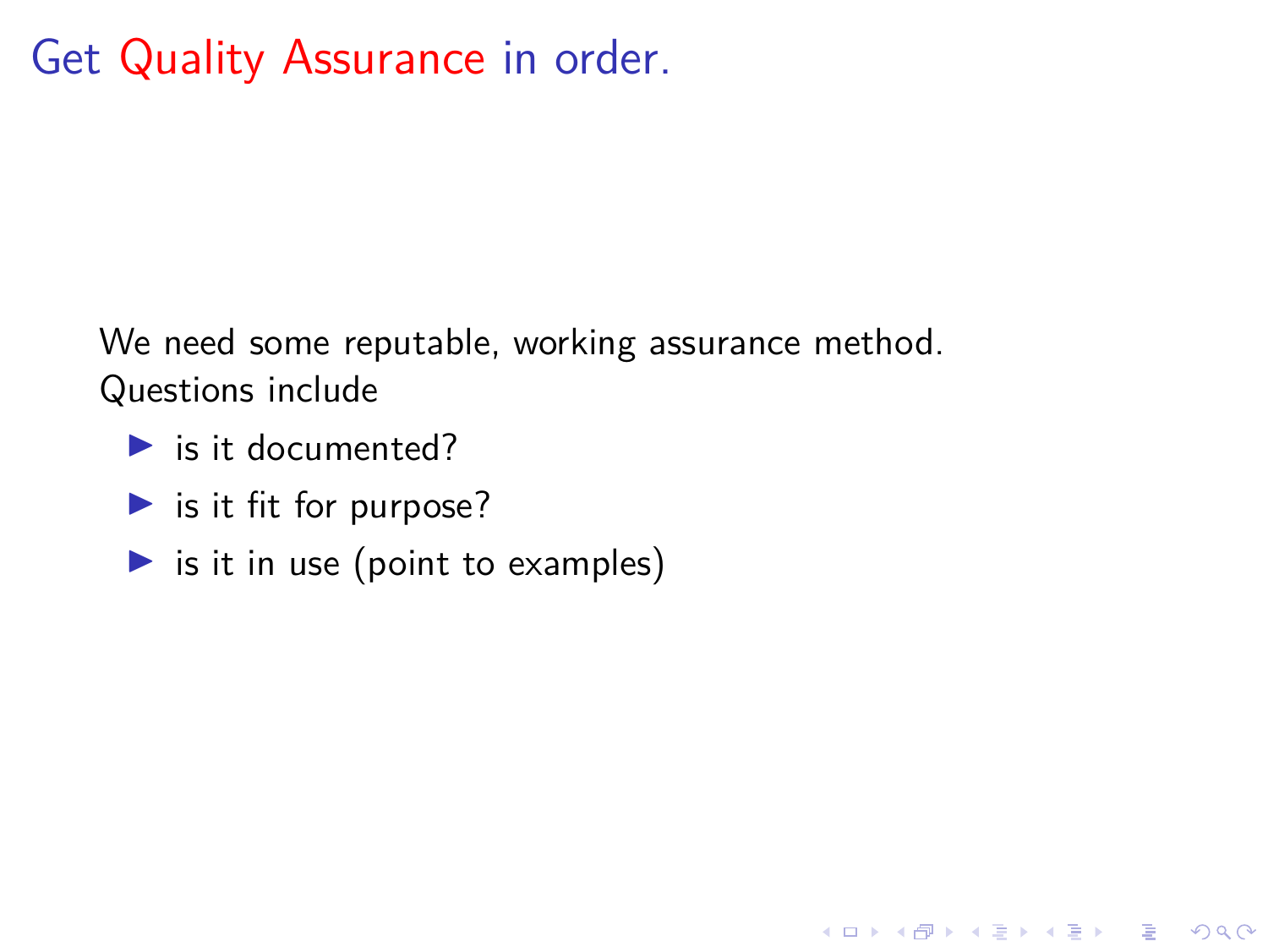# Get Quality Assurance in order.

We need some reputable, working assurance method.
Questions include

- is it documented?
- is it fit for purpose?
- is it in use (point to examples)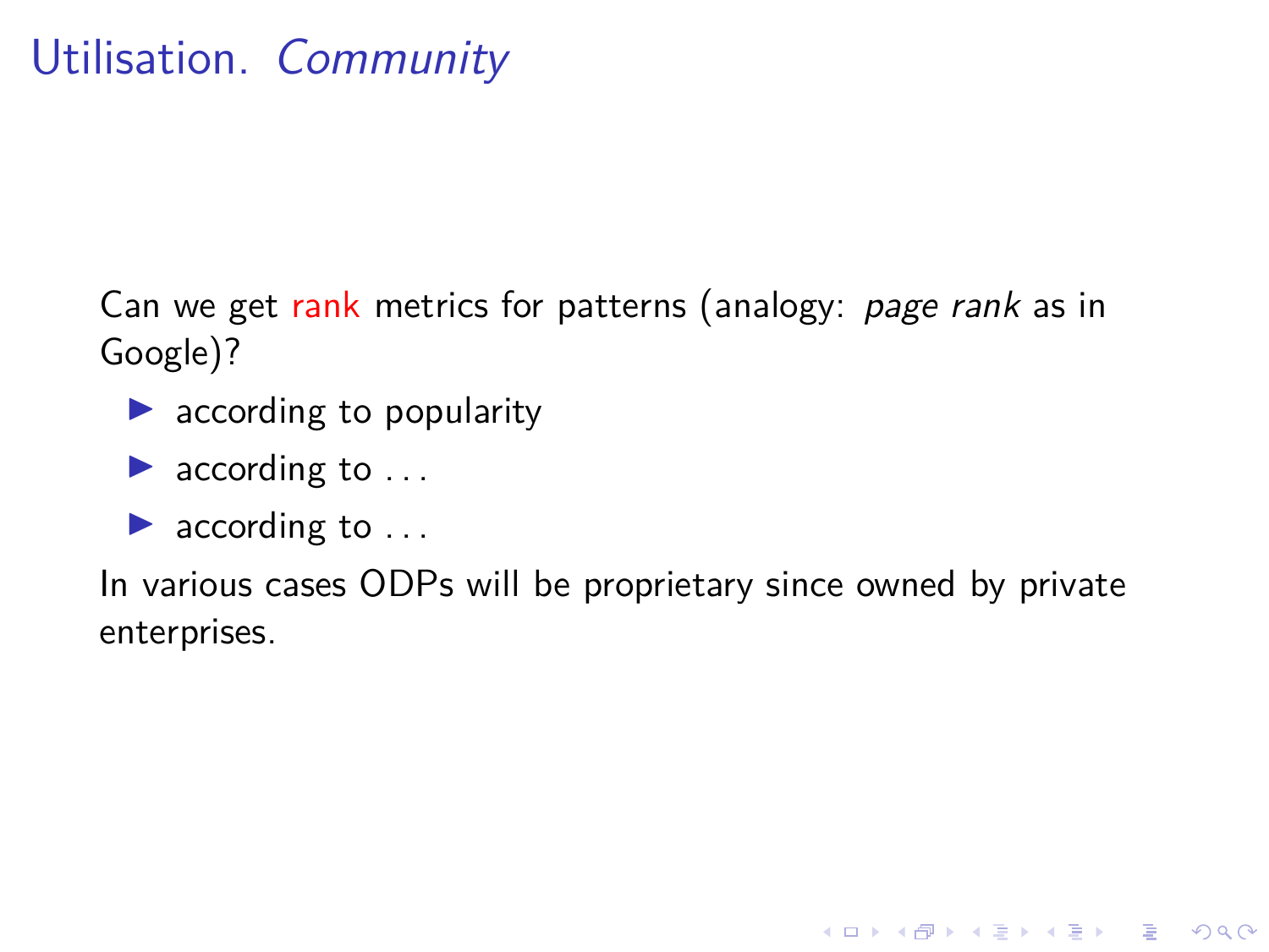# Utilisation. *Community*

Can we get rank metrics for patterns (analogy: *page rank* as in Google)?

- according to popularity
- according to ...
- according to ...

In various cases ODPs will be proprietary since owned by private enterprises.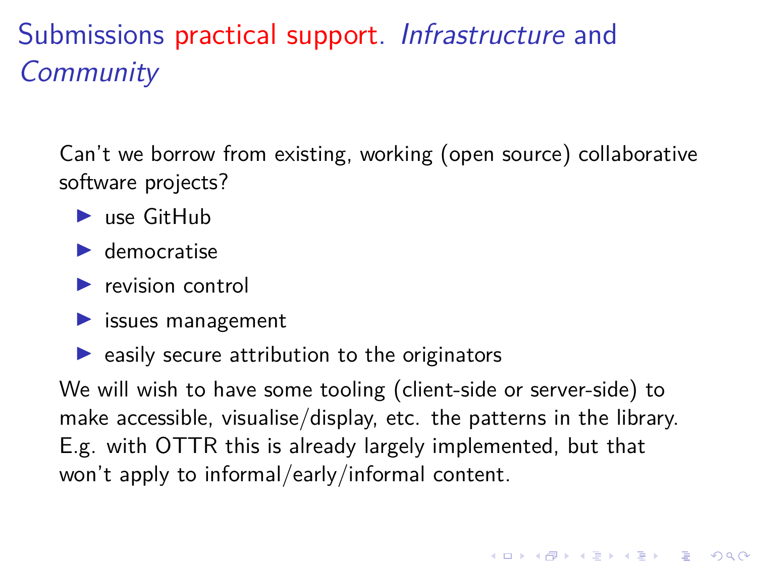# Submissions practical support. *Infrastructure* and *Community*

Can't we borrow from existing, working (open source) collaborative software projects?

- use GitHub
- democratise
- revision control
- issues management
- easily secure attribution to the originators

We will wish to have some tooling (client-side or server-side) to make accessible, visualise/display, etc. the patterns in the library. E.g. with OTTR this is already largely implemented, but that won't apply to informal/early/informal content.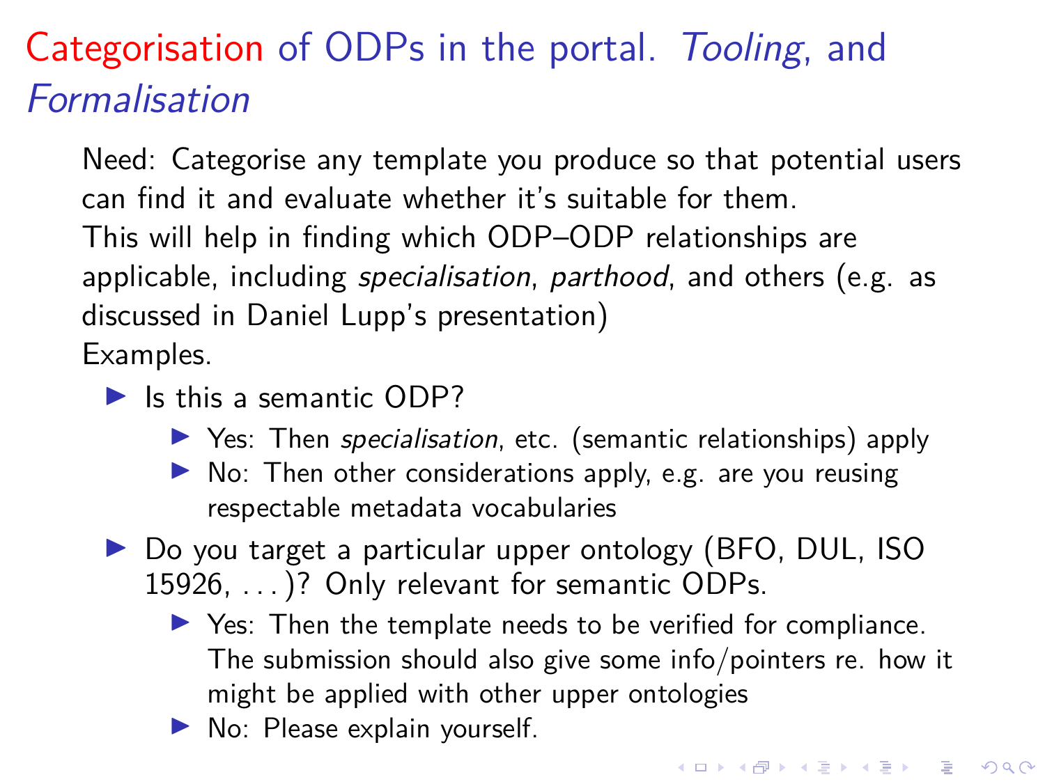# Categorisation of ODPs in the portal. *Tooling*, and *Formalisation*

Need: Categorise any template you produce so that potential users can find it and evaluate whether it's suitable for them.
This will help in finding which ODP–ODP relationships are applicable, including *specialisation*, *parthood*, and others (e.g. as discussed in Daniel Lupp's presentation)
Examples.

- Is this a semantic ODP?
  - Yes: Then *specialisation*, etc. (semantic relationships) apply
  - No: Then other considerations apply, e.g. are you reusing respectable metadata vocabularies
- Do you target a particular upper ontology (BFO, DUL, ISO 15926, ...)? Only relevant for semantic ODPs.
  - Yes: Then the template needs to be verified for compliance. The submission should also give some info/pointers re. how it might be applied with other upper ontologies
  - No: Please explain yourself.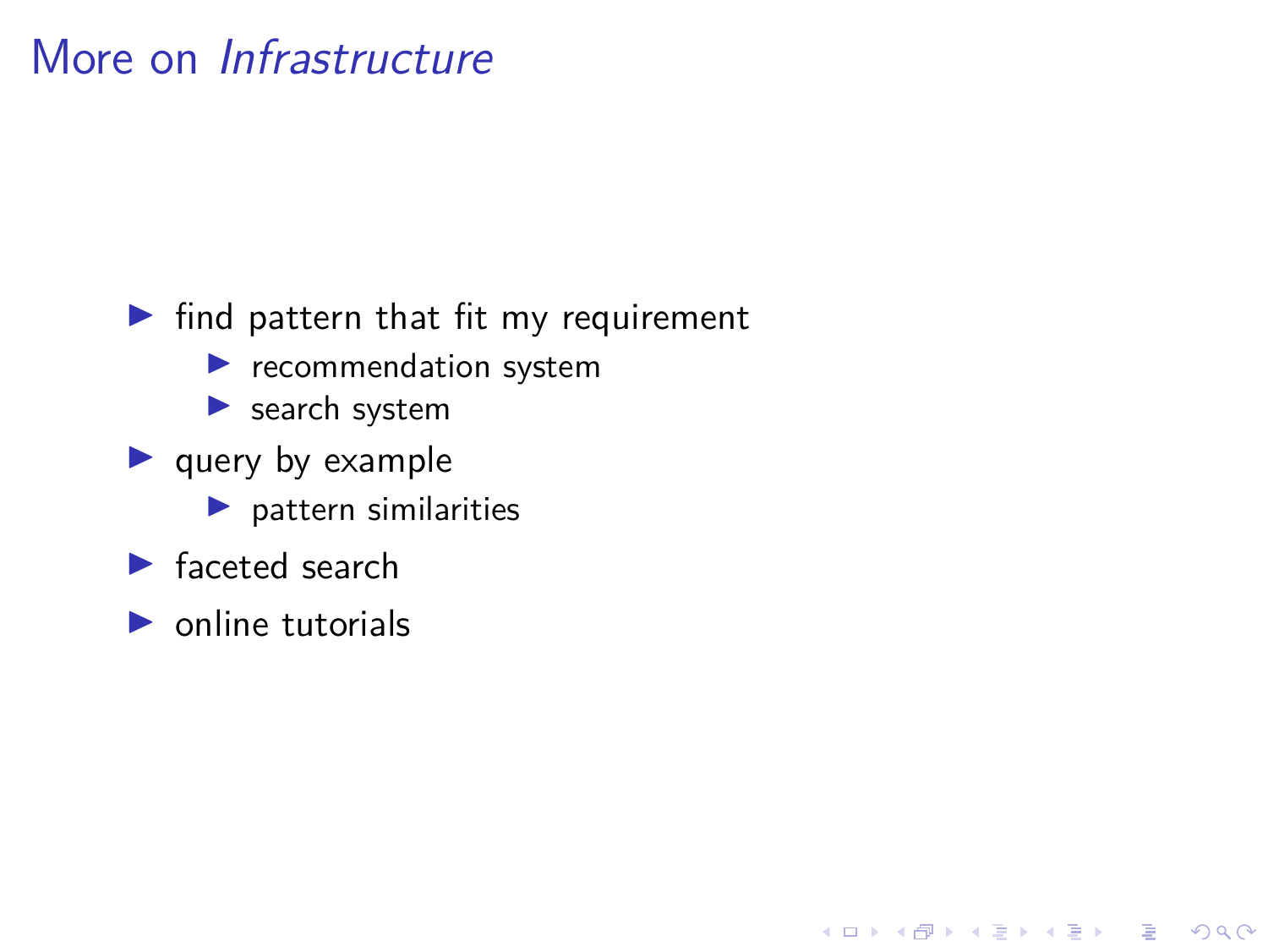# More on *Infrastructure*

- find pattern that fit my requirement
  - recommendation system
  - search system
- query by example
  - pattern similarities
- faceted search
- online tutorials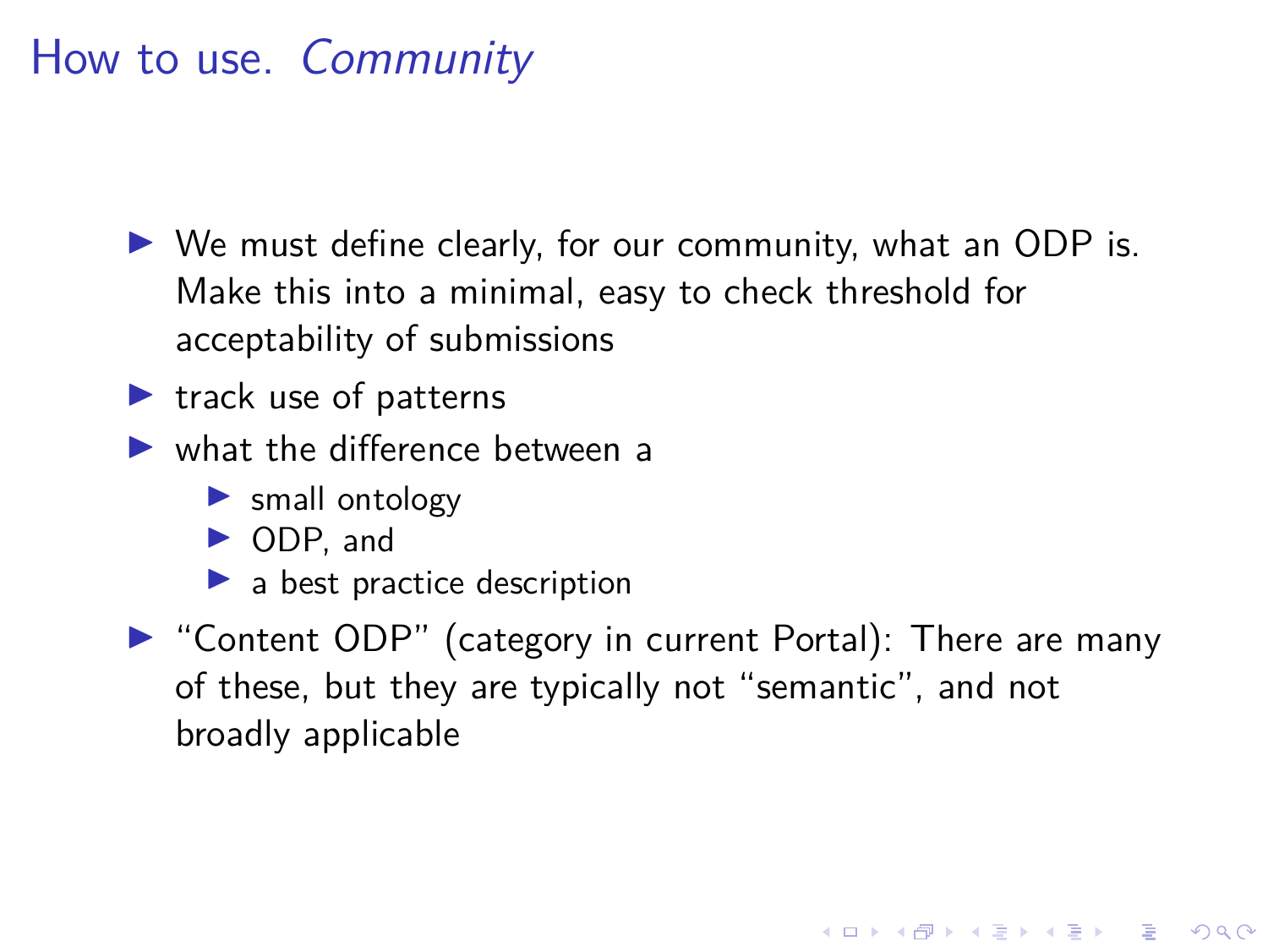# How to use. *Community*

- We must define clearly, for our community, what an ODP is. Make this into a minimal, easy to check threshold for acceptability of submissions
- track use of patterns
- what the difference between a
  - small ontology
  - ODP, and
  - a best practice description
- "Content ODP" (category in current Portal): There are many of these, but they are typically not "semantic", and not broadly applicable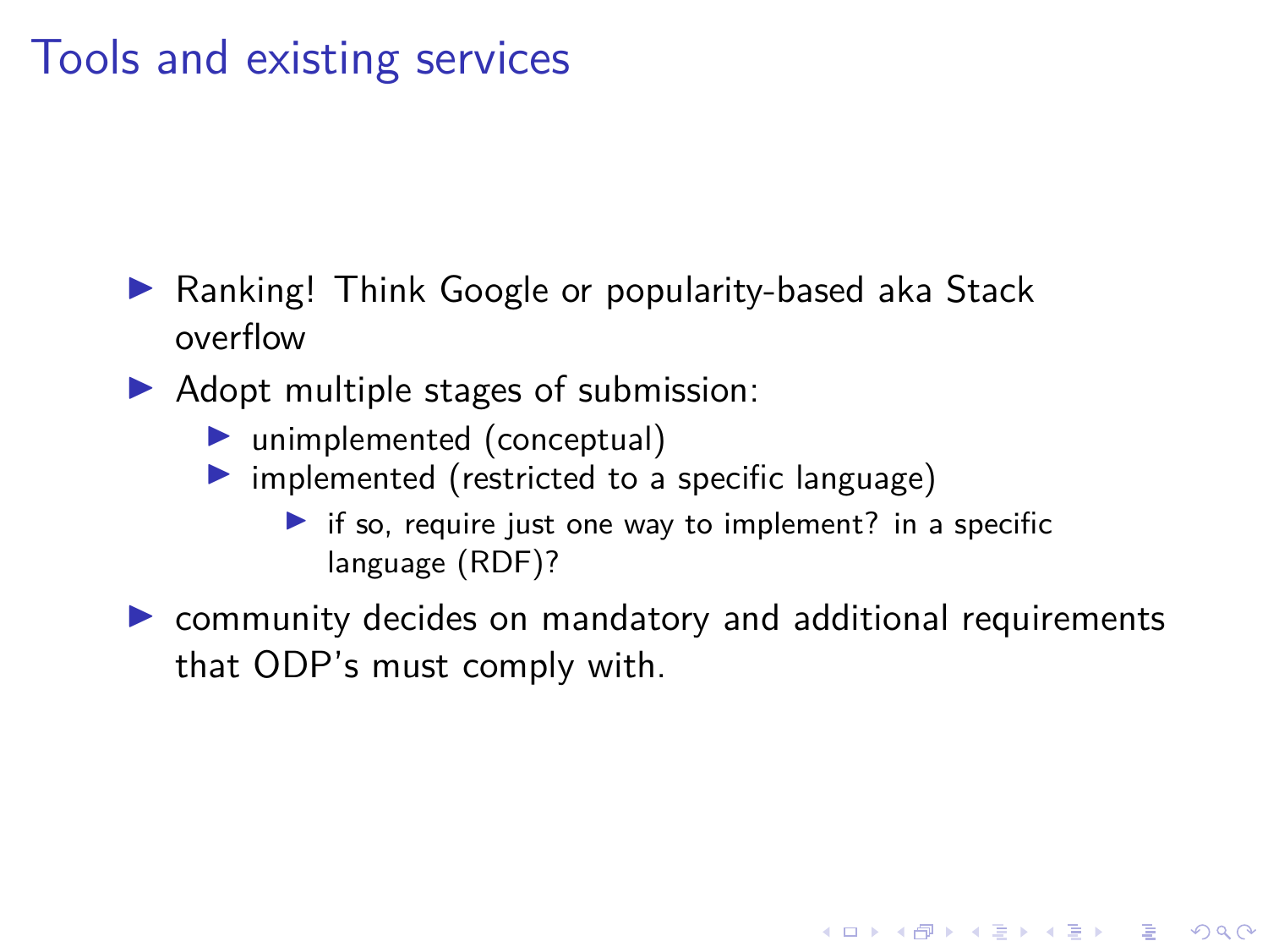# Tools and existing services

- Ranking! Think Google or popularity-based aka Stack overflow
- Adopt multiple stages of submission:
  - unimplemented (conceptual)
  - implemented (restricted to a specific language)
    - if so, require just one way to implement? in a specific language (RDF)?
- community decides on mandatory and additional requirements that ODP's must comply with.